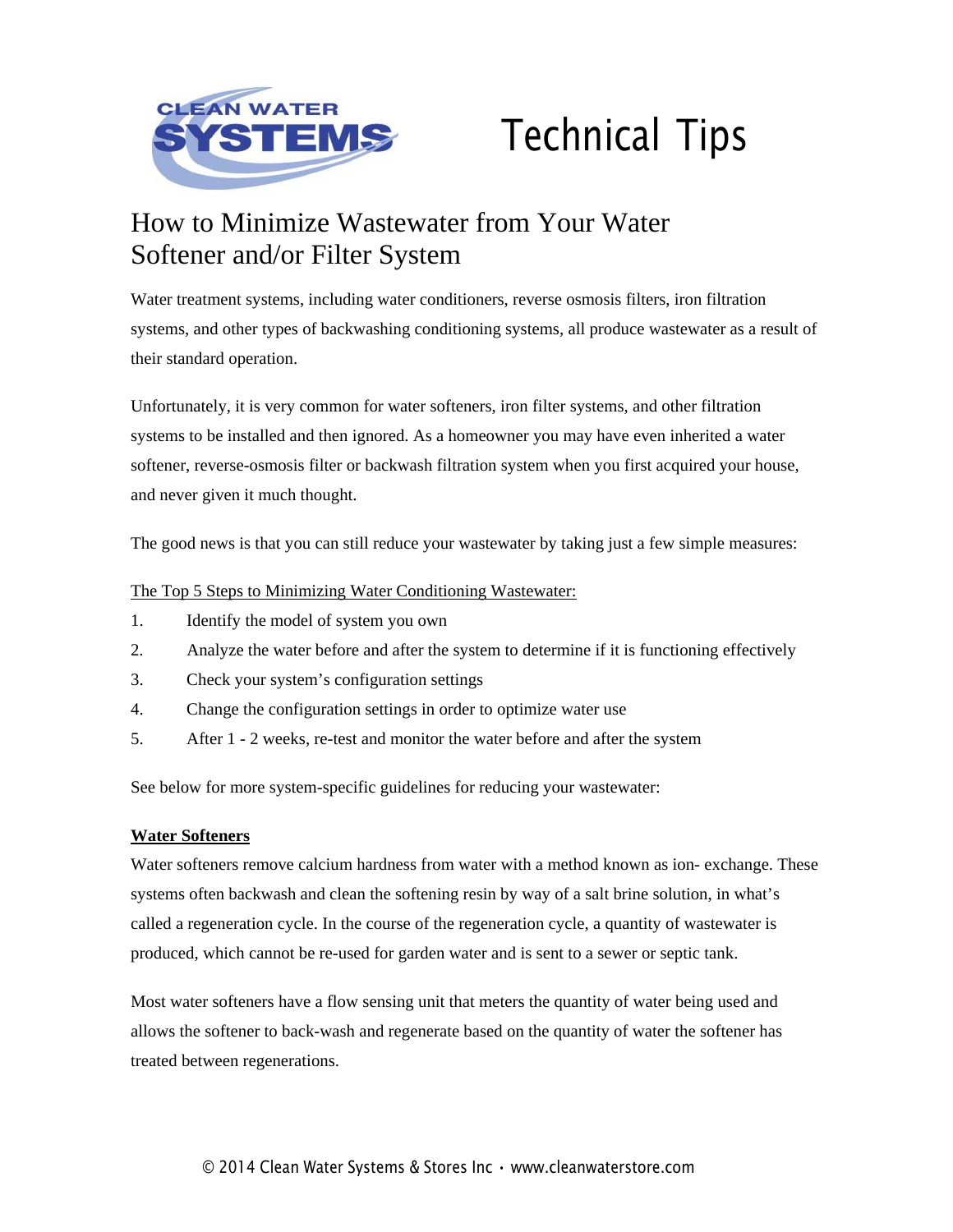# Technical Tips

## How to Minimize Wastewater from Your Water Softener and/or Filter System

Water treatment systems, including water conditioners, reverse osmosis filters, iron filtration systems, and other types of backwashing conditioning systems, all produce wastewater as a result of their standard operation.

Unfortunately, it is very common for water softeners, iron filter systems, and other filtration systems to be installed and then ignored. As a homeowner you may have even inherited a water softener, reverse-osmosis filter or backwash filtration system when you first acquired your house, and never given it much thought.

The good news is that you can still reduce your wastewater by taking just a few simple measures:

The Top 5 Steps to Minimizing Water Conditioning Wastewater:

1. Identify the model of system you own
2. Analyze the water before and after the system to determine if it is functioning effectively
3. Check your system's configuration settings
4. Change the configuration settings in order to optimize water use
5. After 1 - 2 weeks, re-test and monitor the water before and after the system

See below for more system-specific guidelines for reducing your wastewater:

**Water Softeners**

Water softeners remove calcium hardness from water with a method known as ion- exchange. These systems often backwash and clean the softening resin by way of a salt brine solution, in what's called a regeneration cycle. In the course of the regeneration cycle, a quantity of wastewater is produced, which cannot be re-used for garden water and is sent to a sewer or septic tank.

Most water softeners have a flow sensing unit that meters the quantity of water being used and allows the softener to back-wash and regenerate based on the quantity of water the softener has treated between regenerations.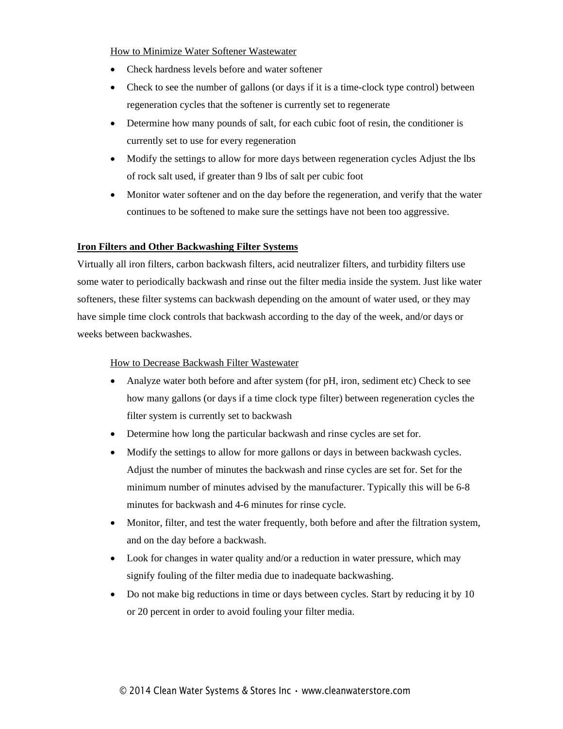How to Minimize Water Softener Wastewater

- Check hardness levels before and water softener
- Check to see the number of gallons (or days if it is a time-clock type control) between regeneration cycles that the softener is currently set to regenerate
- Determine how many pounds of salt, for each cubic foot of resin, the conditioner is currently set to use for every regeneration
- Modify the settings to allow for more days between regeneration cycles Adjust the lbs of rock salt used, if greater than 9 lbs of salt per cubic foot
- Monitor water softener and on the day before the regeneration, and verify that the water continues to be softened to make sure the settings have not been too aggressive.

**Iron Filters and Other Backwashing Filter Systems**

Virtually all iron filters, carbon backwash filters, acid neutralizer filters, and turbidity filters use some water to periodically backwash and rinse out the filter media inside the system. Just like water softeners, these filter systems can backwash depending on the amount of water used, or they may have simple time clock controls that backwash according to the day of the week, and/or days or weeks between backwashes.

How to Decrease Backwash Filter Wastewater

- Analyze water both before and after system (for pH, iron, sediment etc) Check to see how many gallons (or days if a time clock type filter) between regeneration cycles the filter system is currently set to backwash
- Determine how long the particular backwash and rinse cycles are set for.
- Modify the settings to allow for more gallons or days in between backwash cycles. Adjust the number of minutes the backwash and rinse cycles are set for. Set for the minimum number of minutes advised by the manufacturer. Typically this will be 6-8 minutes for backwash and 4-6 minutes for rinse cycle.
- Monitor, filter, and test the water frequently, both before and after the filtration system, and on the day before a backwash.
- Look for changes in water quality and/or a reduction in water pressure, which may signify fouling of the filter media due to inadequate backwashing.
- Do not make big reductions in time or days between cycles. Start by reducing it by 10 or 20 percent in order to avoid fouling your filter media.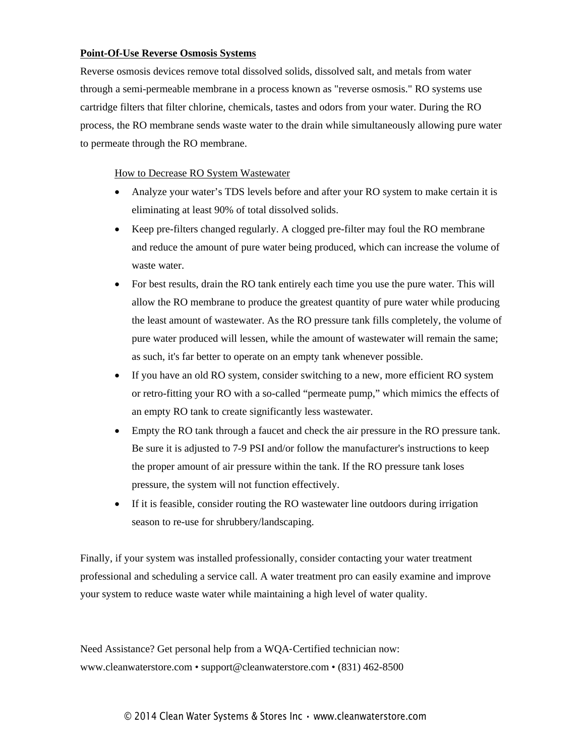## Point-Of-Use Reverse Osmosis Systems

Reverse osmosis devices remove total dissolved solids, dissolved salt, and metals from water through a semi-permeable membrane in a process known as "reverse osmosis." RO systems use cartridge filters that filter chlorine, chemicals, tastes and odors from your water. During the RO process, the RO membrane sends waste water to the drain while simultaneously allowing pure water to permeate through the RO membrane.

### How to Decrease RO System Wastewater

- Analyze your water's TDS levels before and after your RO system to make certain it is eliminating at least 90% of total dissolved solids.
- Keep pre-filters changed regularly. A clogged pre-filter may foul the RO membrane and reduce the amount of pure water being produced, which can increase the volume of waste water.
- For best results, drain the RO tank entirely each time you use the pure water. This will allow the RO membrane to produce the greatest quantity of pure water while producing the least amount of wastewater. As the RO pressure tank fills completely, the volume of pure water produced will lessen, while the amount of wastewater will remain the same; as such, it's far better to operate on an empty tank whenever possible.
- If you have an old RO system, consider switching to a new, more efficient RO system or retro-fitting your RO with a so-called "permeate pump," which mimics the effects of an empty RO tank to create significantly less wastewater.
- Empty the RO tank through a faucet and check the air pressure in the RO pressure tank. Be sure it is adjusted to 7-9 PSI and/or follow the manufacturer's instructions to keep the proper amount of air pressure within the tank. If the RO pressure tank loses pressure, the system will not function effectively.
- If it is feasible, consider routing the RO wastewater line outdoors during irrigation season to re-use for shrubbery/landscaping.

Finally, if your system was installed professionally, consider contacting your water treatment professional and scheduling a service call. A water treatment pro can easily examine and improve your system to reduce waste water while maintaining a high level of water quality.

Need Assistance? Get personal help from a WQA-Certified technician now:
www.cleanwaterstore.com • support@cleanwaterstore.com • (831) 462-8500